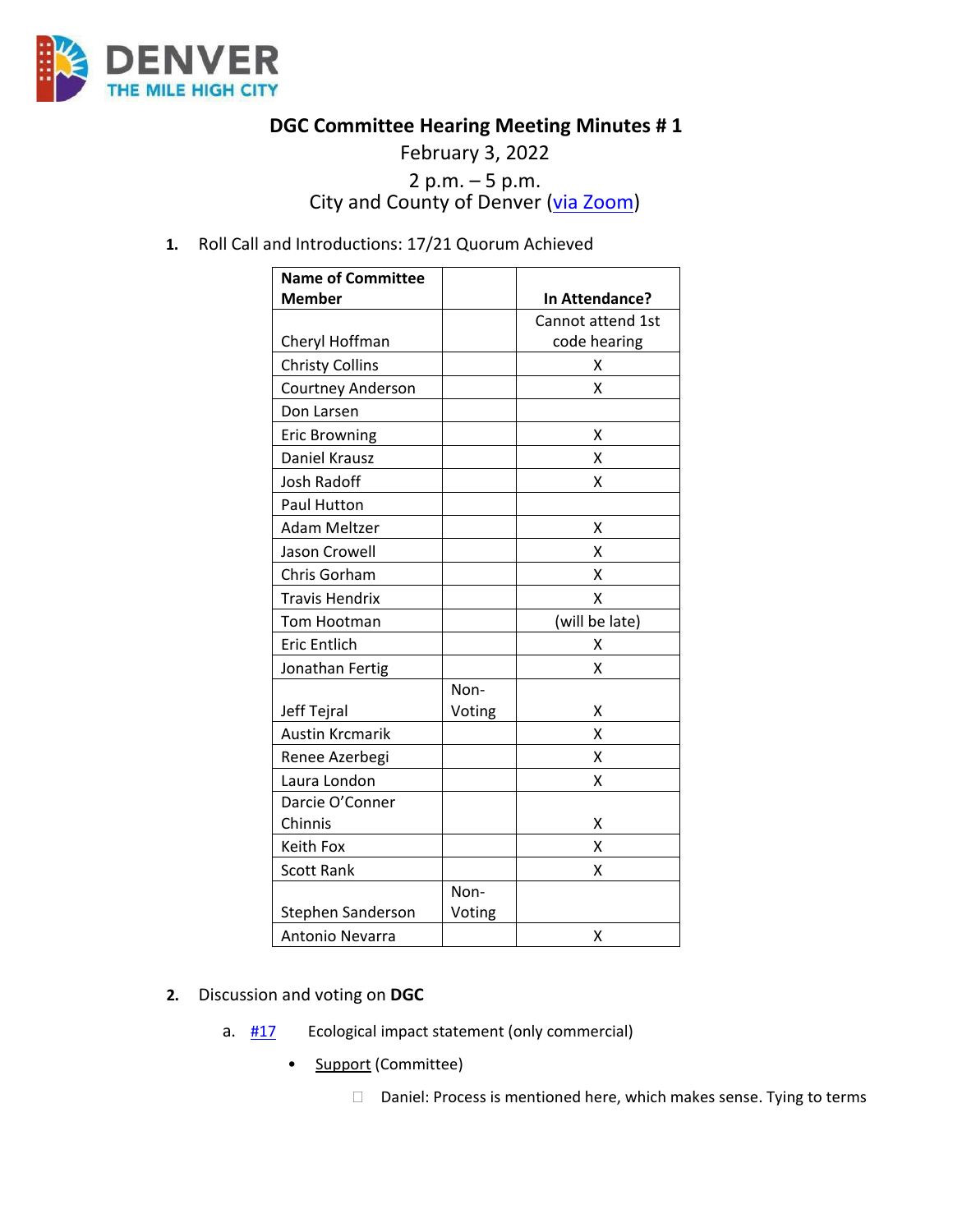**DGC Committee Hearing Meeting Minutes # 1**

February 3, 2022

2 p.m. – 5 p.m.

City and County of Denver (via Zoom)

1. Roll Call and Introductions: 17/21 Quorum Achieved

| Name of Committee Member | | In Attendance? |
|---|---|---|
| Cheryl Hoffman | | Cannot attend 1st code hearing |
| Christy Collins | | X |
| Courtney Anderson | | X |
| Don Larsen | | |
| Eric Browning | | X |
| Daniel Krausz | | X |
| Josh Radoff | | X |
| Paul Hutton | | |
| Adam Meltzer | | X |
| Jason Crowell | | X |
| Chris Gorham | | X |
| Travis Hendrix | | X |
| Tom Hootman | | (will be late) |
| Eric Entlich | | X |
| Jonathan Fertig | | X |
| Jeff Tejral | Non-Voting | X |
| Austin Krcmarik | | X |
| Renee Azerbegi | | X |
| Laura London | | X |
| Darcie O'Conner Chinnis | | X |
| Keith Fox | | X |
| Scott Rank | | X |
| Stephen Sanderson | Non-Voting | |
| Antonio Nevarra | | X |

2. Discussion and voting on **DGC**

   a. #17 Ecological impact statement (only commercial)

   - Support (Committee)
     - Daniel: Process is mentioned here, which makes sense. Tying to terms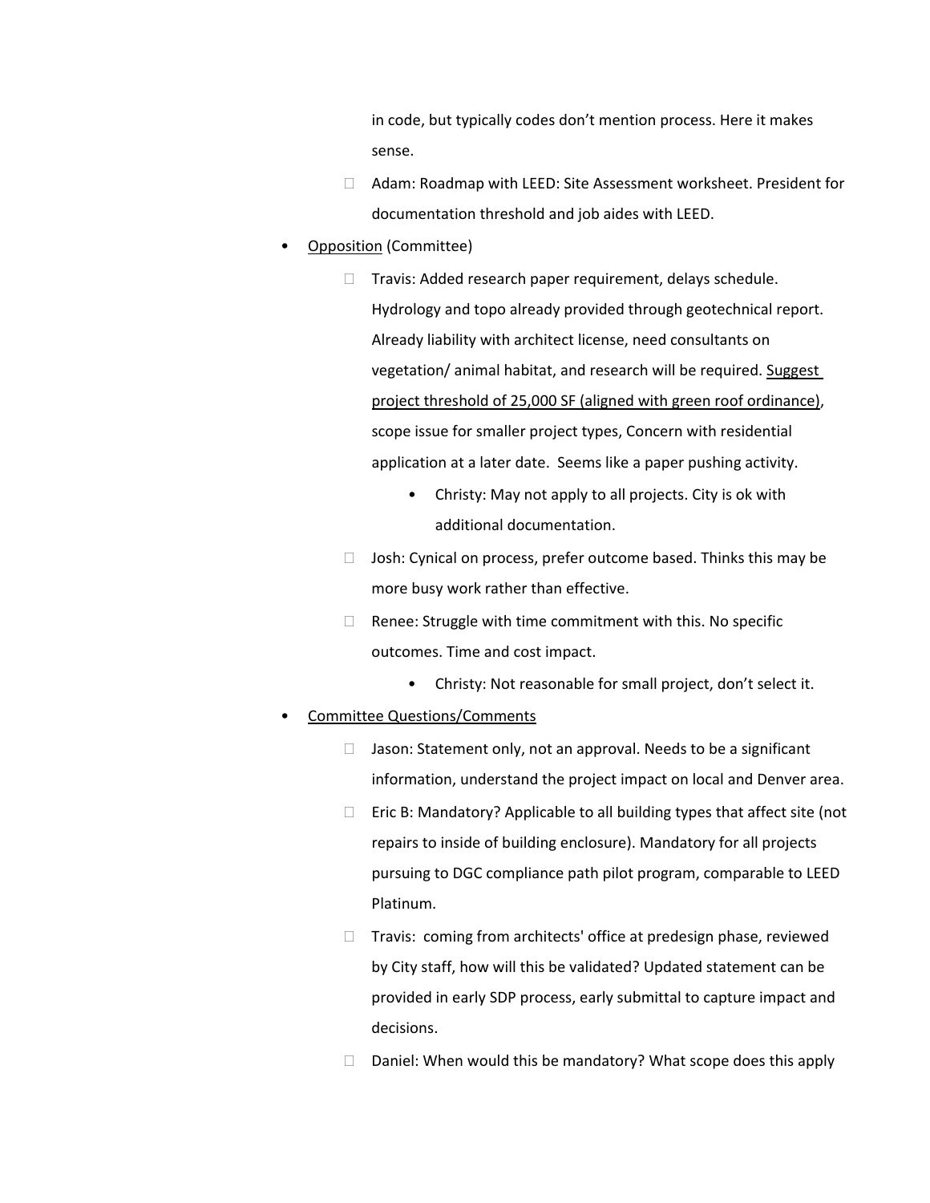in code, but typically codes don't mention process. Here it makes sense.

  - Adam: Roadmap with LEED: Site Assessment worksheet. President for documentation threshold and job aides with LEED.

- <u>Opposition</u> (Committee)
  - Travis: Added research paper requirement, delays schedule. Hydrology and topo already provided through geotechnical report. Already liability with architect license, need consultants on vegetation/ animal habitat, and research will be required. <u>Suggest project threshold of 25,000 SF (aligned with green roof ordinance)</u>, scope issue for smaller project types, Concern with residential application at a later date. Seems like a paper pushing activity.
    - Christy: May not apply to all projects. City is ok with additional documentation.
  - Josh: Cynical on process, prefer outcome based. Thinks this may be more busy work rather than effective.
  - Renee: Struggle with time commitment with this. No specific outcomes. Time and cost impact.
    - Christy: Not reasonable for small project, don't select it.

- <u>Committee Questions/Comments</u>
  - Jason: Statement only, not an approval. Needs to be a significant information, understand the project impact on local and Denver area.
  - Eric B: Mandatory? Applicable to all building types that affect site (not repairs to inside of building enclosure). Mandatory for all projects pursuing to DGC compliance path pilot program, comparable to LEED Platinum.
  - Travis: coming from architects' office at predesign phase, reviewed by City staff, how will this be validated? Updated statement can be provided in early SDP process, early submittal to capture impact and decisions.
  - Daniel: When would this be mandatory? What scope does this apply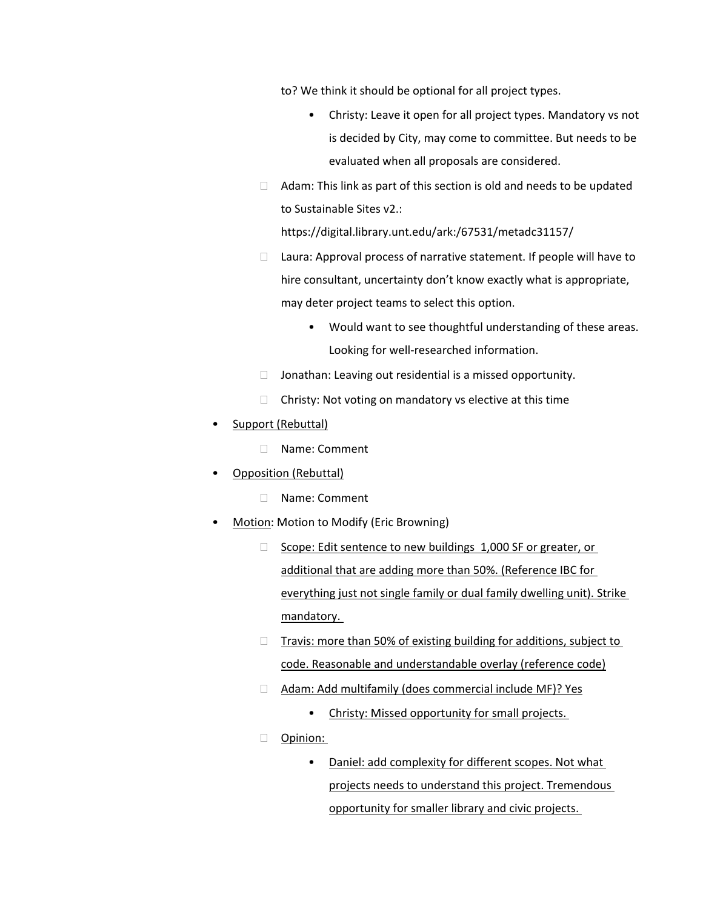to? We think it should be optional for all project types.

    - Christy: Leave it open for all project types. Mandatory vs not is decided by City, may come to committee. But needs to be evaluated when all proposals are considered.

  - Adam: This link as part of this section is old and needs to be updated to Sustainable Sites v2.: https://digital.library.unt.edu/ark:/67531/metadc31157/
  - Laura: Approval process of narrative statement. If people will have to hire consultant, uncertainty don't know exactly what is appropriate, may deter project teams to select this option.
    - Would want to see thoughtful understanding of these areas. Looking for well-researched information.
  - Jonathan: Leaving out residential is a missed opportunity.
  - Christy: Not voting on mandatory vs elective at this time

- <u>Support (Rebuttal)</u>
  - Name: Comment
- <u>Opposition (Rebuttal)</u>
  - Name: Comment
- <u>Motion</u>: Motion to Modify (Eric Browning)
  - <u>Scope: Edit sentence to new buildings 1,000 SF or greater, or additional that are adding more than 50%. (Reference IBC for everything just not single family or dual family dwelling unit). Strike mandatory.</u>
  - <u>Travis: more than 50% of existing building for additions, subject to code. Reasonable and understandable overlay (reference code)</u>
  - <u>Adam: Add multifamily (does commercial include MF)? Yes</u>
    - <u>Christy: Missed opportunity for small projects.</u>
  - <u>Opinion:</u>
    - <u>Daniel: add complexity for different scopes. Not what projects needs to understand this project. Tremendous opportunity for smaller library and civic projects.</u>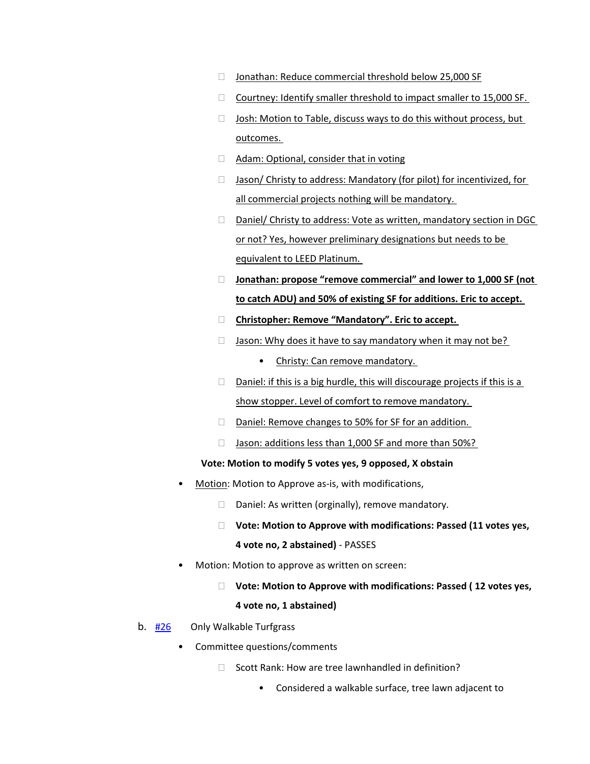- Jonathan: Reduce commercial threshold below 25,000 SF
- Courtney: Identify smaller threshold to impact smaller to 15,000 SF.
- Josh: Motion to Table, discuss ways to do this without process, but outcomes.
- Adam: Optional, consider that in voting
- Jason/ Christy to address: Mandatory (for pilot) for incentivized, for all commercial projects nothing will be mandatory.
- Daniel/ Christy to address: Vote as written, mandatory section in DGC or not? Yes, however preliminary designations but needs to be equivalent to LEED Platinum.
- **Jonathan: propose "remove commercial" and lower to 1,000 SF (not to catch ADU) and 50% of existing SF for additions. Eric to accept.**
- **Christopher: Remove "Mandatory". Eric to accept.**
- Jason: Why does it have to say mandatory when it may not be?
  - Christy: Can remove mandatory.
- Daniel: if this is a big hurdle, this will discourage projects if this is a show stopper. Level of comfort to remove mandatory.
- Daniel: Remove changes to 50% for SF for an addition.
- Jason: additions less than 1,000 SF and more than 50%?

**Vote: Motion to modify 5 votes yes, 9 opposed, X obstain**

- Motion: Motion to Approve as-is, with modifications,
  - Daniel: As written (orginally), remove mandatory.
  - **Vote: Motion to Approve with modifications: Passed (11 votes yes, 4 vote no, 2 abstained)** - PASSES
- Motion: Motion to approve as written on screen:
  - **Vote: Motion to Approve with modifications: Passed ( 12 votes yes, 4 vote no, 1 abstained)**

b. #26 Only Walkable Turfgrass

- Committee questions/comments
  - Scott Rank: How are tree lawnhandled in definition?
    - Considered a walkable surface, tree lawn adjacent to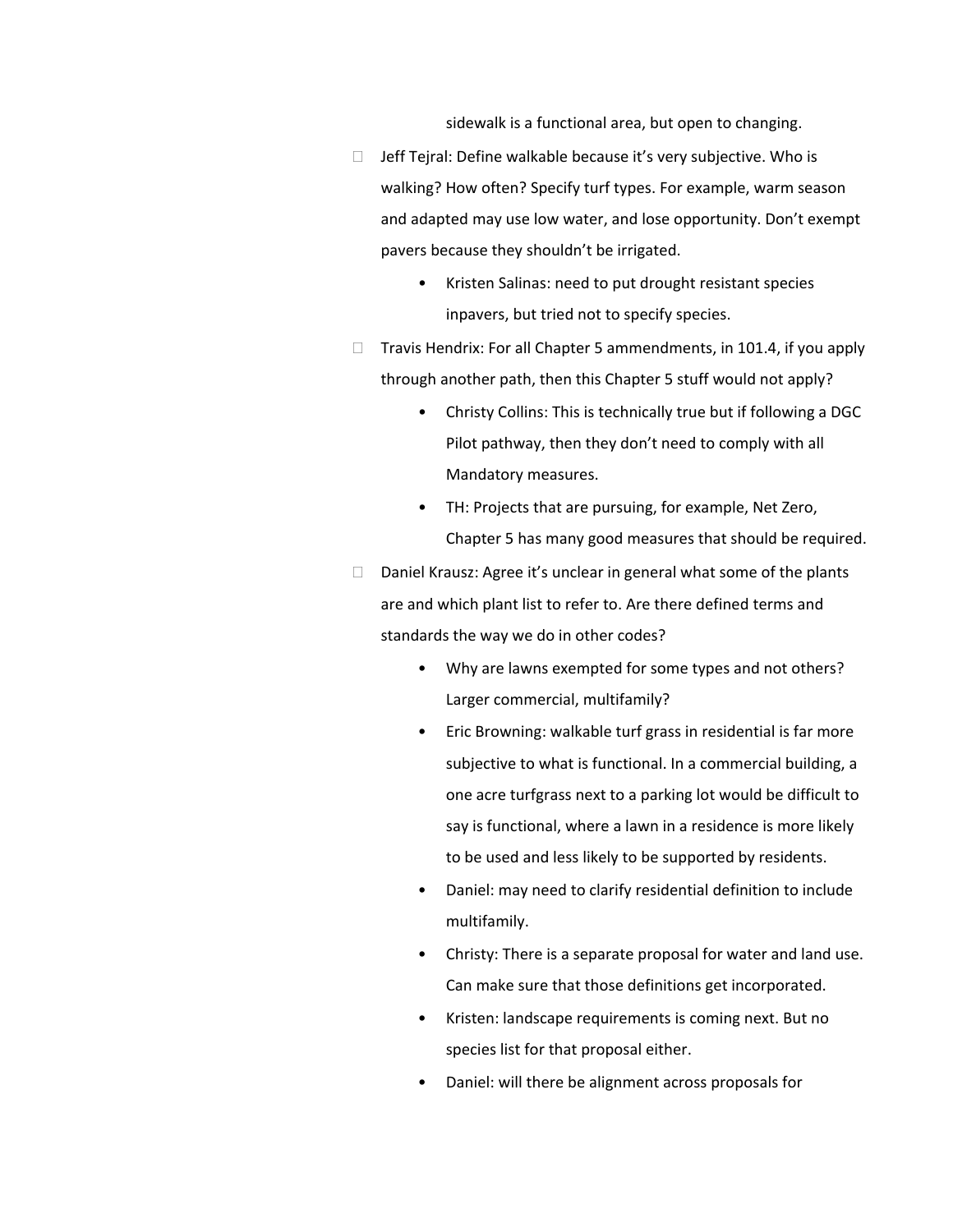sidewalk is a functional area, but open to changing.

- Jeff Tejral: Define walkable because it's very subjective. Who is walking? How often? Specify turf types. For example, warm season and adapted may use low water, and lose opportunity. Don't exempt pavers because they shouldn't be irrigated.
    - Kristen Salinas: need to put drought resistant species inpavers, but tried not to specify species.
- Travis Hendrix: For all Chapter 5 ammendments, in 101.4, if you apply through another path, then this Chapter 5 stuff would not apply?
    - Christy Collins: This is technically true but if following a DGC Pilot pathway, then they don't need to comply with all Mandatory measures.
    - TH: Projects that are pursuing, for example, Net Zero, Chapter 5 has many good measures that should be required.
- Daniel Krausz: Agree it's unclear in general what some of the plants are and which plant list to refer to. Are there defined terms and standards the way we do in other codes?
    - Why are lawns exempted for some types and not others? Larger commercial, multifamily?
    - Eric Browning: walkable turf grass in residential is far more subjective to what is functional. In a commercial building, a one acre turfgrass next to a parking lot would be difficult to say is functional, where a lawn in a residence is more likely to be used and less likely to be supported by residents.
    - Daniel: may need to clarify residential definition to include multifamily.
    - Christy: There is a separate proposal for water and land use. Can make sure that those definitions get incorporated.
    - Kristen: landscape requirements is coming next. But no species list for that proposal either.
    - Daniel: will there be alignment across proposals for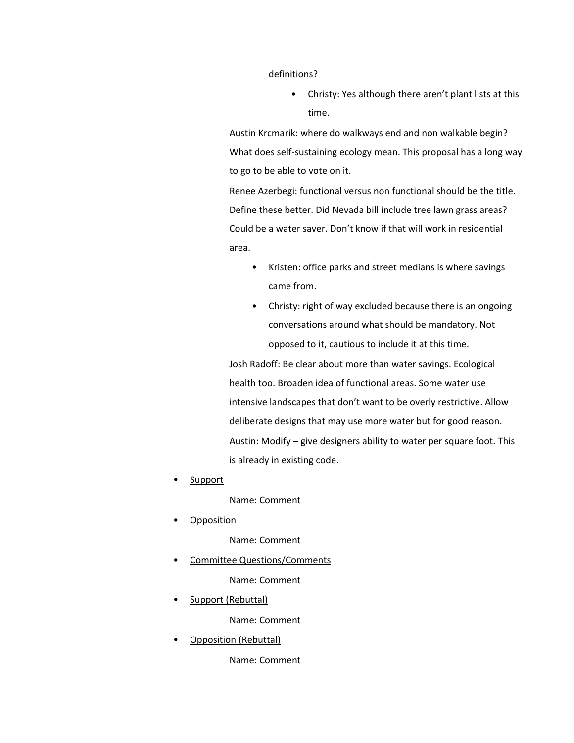definitions?

- Christy: Yes although there aren't plant lists at this time.

- Austin Krcmarik: where do walkways end and non walkable begin? What does self-sustaining ecology mean. This proposal has a long way to go to be able to vote on it.
- Renee Azerbegi: functional versus non functional should be the title. Define these better. Did Nevada bill include tree lawn grass areas? Could be a water saver. Don't know if that will work in residential area.
  - Kristen: office parks and street medians is where savings came from.
  - Christy: right of way excluded because there is an ongoing conversations around what should be mandatory. Not opposed to it, cautious to include it at this time.
- Josh Radoff: Be clear about more than water savings. Ecological health too. Broaden idea of functional areas. Some water use intensive landscapes that don't want to be overly restrictive. Allow deliberate designs that may use more water but for good reason.
- Austin: Modify – give designers ability to water per square foot. This is already in existing code.

- <u>Support</u>
  - Name: Comment
- <u>Opposition</u>
  - Name: Comment
- <u>Committee Questions/Comments</u>
  - Name: Comment
- <u>Support (Rebuttal)</u>
  - Name: Comment
- <u>Opposition (Rebuttal)</u>
  - Name: Comment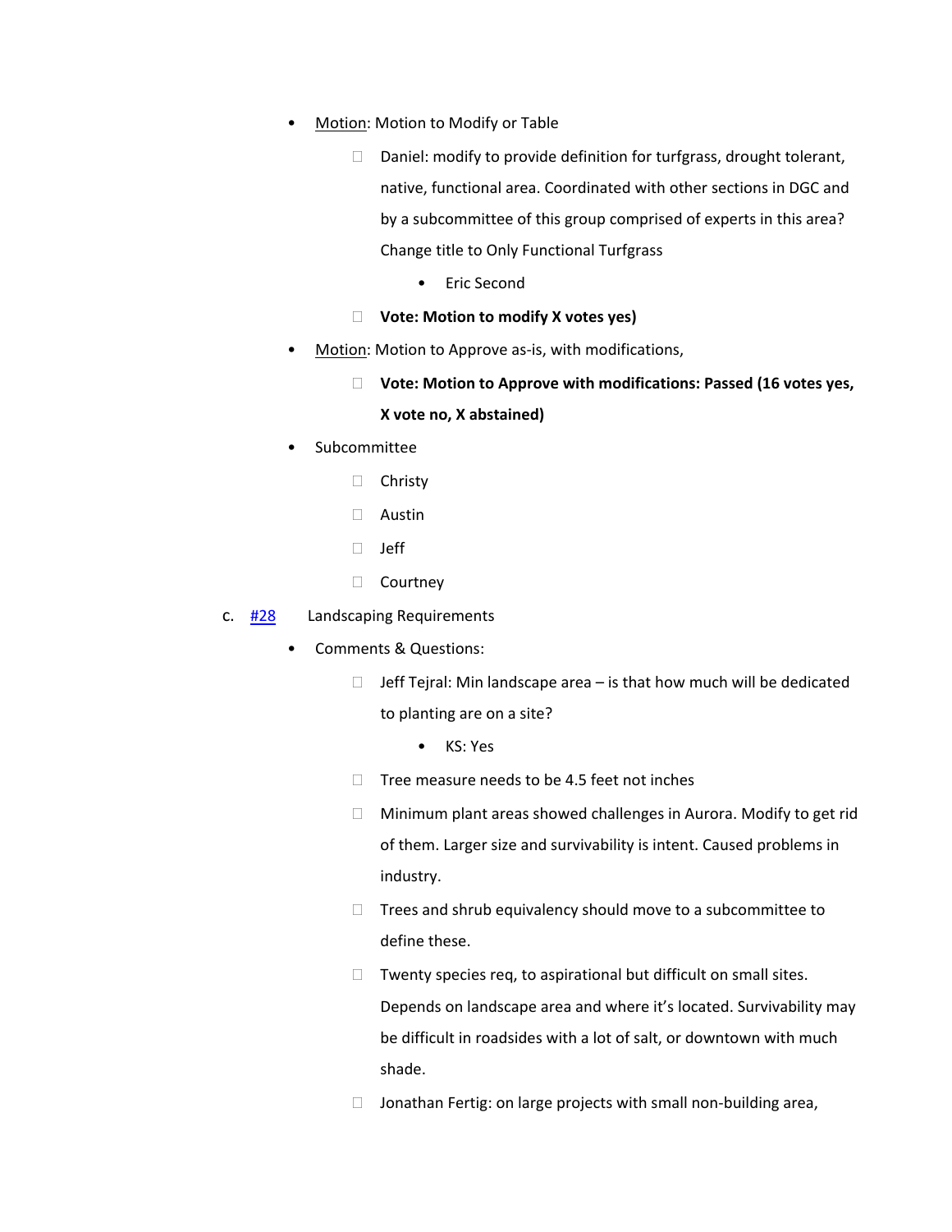- Motion: Motion to Modify or Table
  - Daniel: modify to provide definition for turfgrass, drought tolerant, native, functional area. Coordinated with other sections in DGC and by a subcommittee of this group comprised of experts in this area? Change title to Only Functional Turfgrass
    - Eric Second
  - **Vote: Motion to modify X votes yes)**
- Motion: Motion to Approve as-is, with modifications,
  - **Vote: Motion to Approve with modifications: Passed (16 votes yes, X vote no, X abstained)**
- Subcommittee
  - Christy
  - Austin
  - Jeff
  - Courtney

c. #28 Landscaping Requirements

- Comments & Questions:
  - Jeff Tejral: Min landscape area – is that how much will be dedicated to planting are on a site?
    - KS: Yes
  - Tree measure needs to be 4.5 feet not inches
  - Minimum plant areas showed challenges in Aurora. Modify to get rid of them. Larger size and survivability is intent. Caused problems in industry.
  - Trees and shrub equivalency should move to a subcommittee to define these.
  - Twenty species req, to aspirational but difficult on small sites. Depends on landscape area and where it's located. Survivability may be difficult in roadsides with a lot of salt, or downtown with much shade.
  - Jonathan Fertig: on large projects with small non-building area,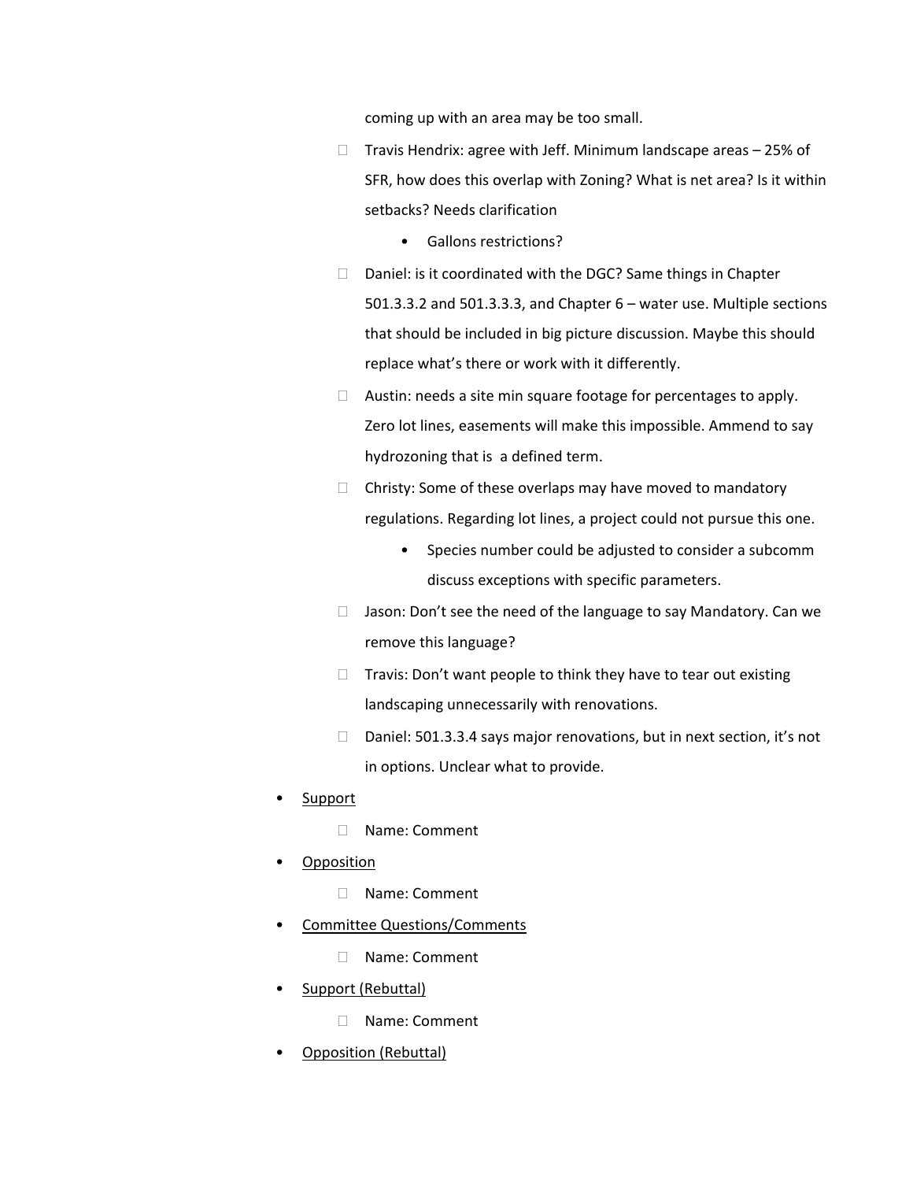coming up with an area may be too small.

  - Travis Hendrix: agree with Jeff. Minimum landscape areas – 25% of SFR, how does this overlap with Zoning? What is net area? Is it within setbacks? Needs clarification
    - Gallons restrictions?
  - Daniel: is it coordinated with the DGC? Same things in Chapter 501.3.3.2 and 501.3.3.3, and Chapter 6 – water use. Multiple sections that should be included in big picture discussion. Maybe this should replace what's there or work with it differently.
  - Austin: needs a site min square footage for percentages to apply. Zero lot lines, easements will make this impossible. Ammend to say hydrozoning that is  a defined term.
  - Christy: Some of these overlaps may have moved to mandatory regulations. Regarding lot lines, a project could not pursue this one.
    - Species number could be adjusted to consider a subcomm discuss exceptions with specific parameters.
  - Jason: Don't see the need of the language to say Mandatory. Can we remove this language?
  - Travis: Don't want people to think they have to tear out existing landscaping unnecessarily with renovations.
  - Daniel: 501.3.3.4 says major renovations, but in next section, it's not in options. Unclear what to provide.

- <u>Support</u>
  - Name: Comment
- <u>Opposition</u>
  - Name: Comment
- <u>Committee Questions/Comments</u>
  - Name: Comment
- <u>Support (Rebuttal)</u>
  - Name: Comment
- <u>Opposition (Rebuttal)</u>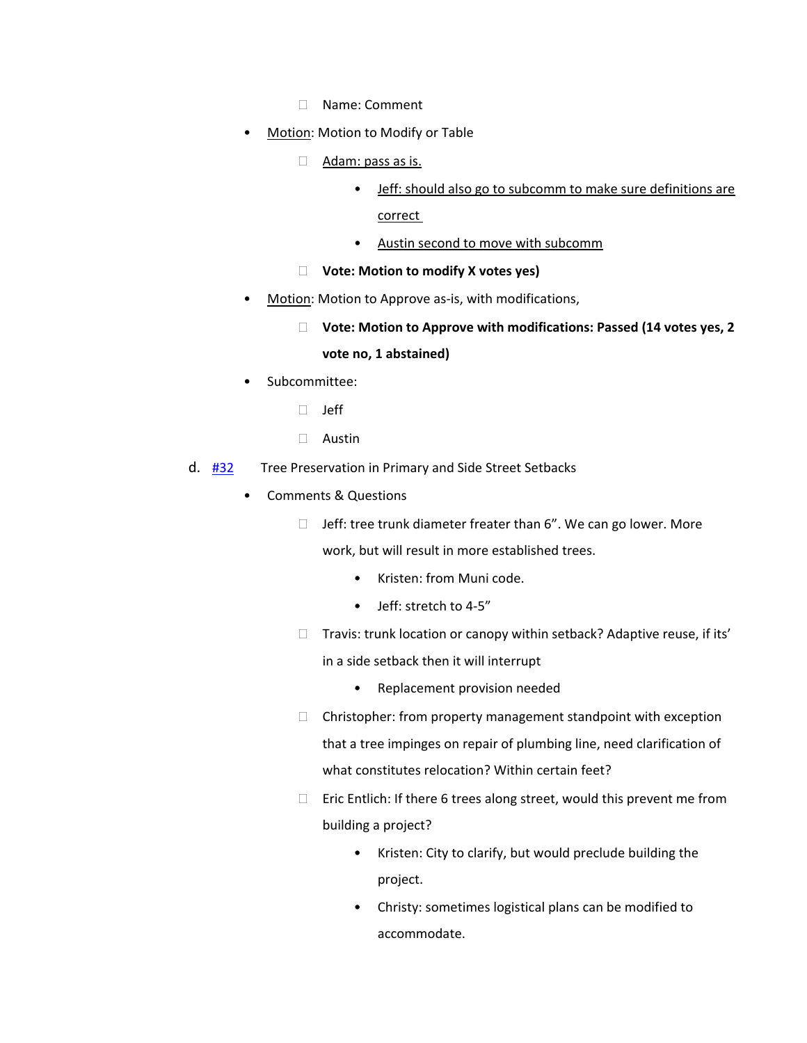- Name: Comment
    - <u>Motion</u>: Motion to Modify or Table
        - <u>Adam: pass as is.</u>
            - <u>Jeff: should also go to subcomm to make sure definitions are correct</u>
            - <u>Austin second to move with subcomm</u>
        - **Vote: Motion to modify X votes yes)**
    - <u>Motion</u>: Motion to Approve as-is, with modifications,
        - **Vote: Motion to Approve with modifications: Passed (14 votes yes, 2 vote no, 1 abstained)**
    - Subcommittee:
        - Jeff
        - Austin

d. [#32](#) Tree Preservation in Primary and Side Street Setbacks

- Comments & Questions
    - Jeff: tree trunk diameter freater than 6”. We can go lower. More work, but will result in more established trees.
        - Kristen: from Muni code.
        - Jeff: stretch to 4-5”
    - Travis: trunk location or canopy within setback? Adaptive reuse, if its’ in a side setback then it will interrupt
        - Replacement provision needed
    - Christopher: from property management standpoint with exception that a tree impinges on repair of plumbing line, need clarification of what constitutes relocation? Within certain feet?
    - Eric Entlich: If there 6 trees along street, would this prevent me from building a project?
        - Kristen: City to clarify, but would preclude building the project.
        - Christy: sometimes logistical plans can be modified to accommodate.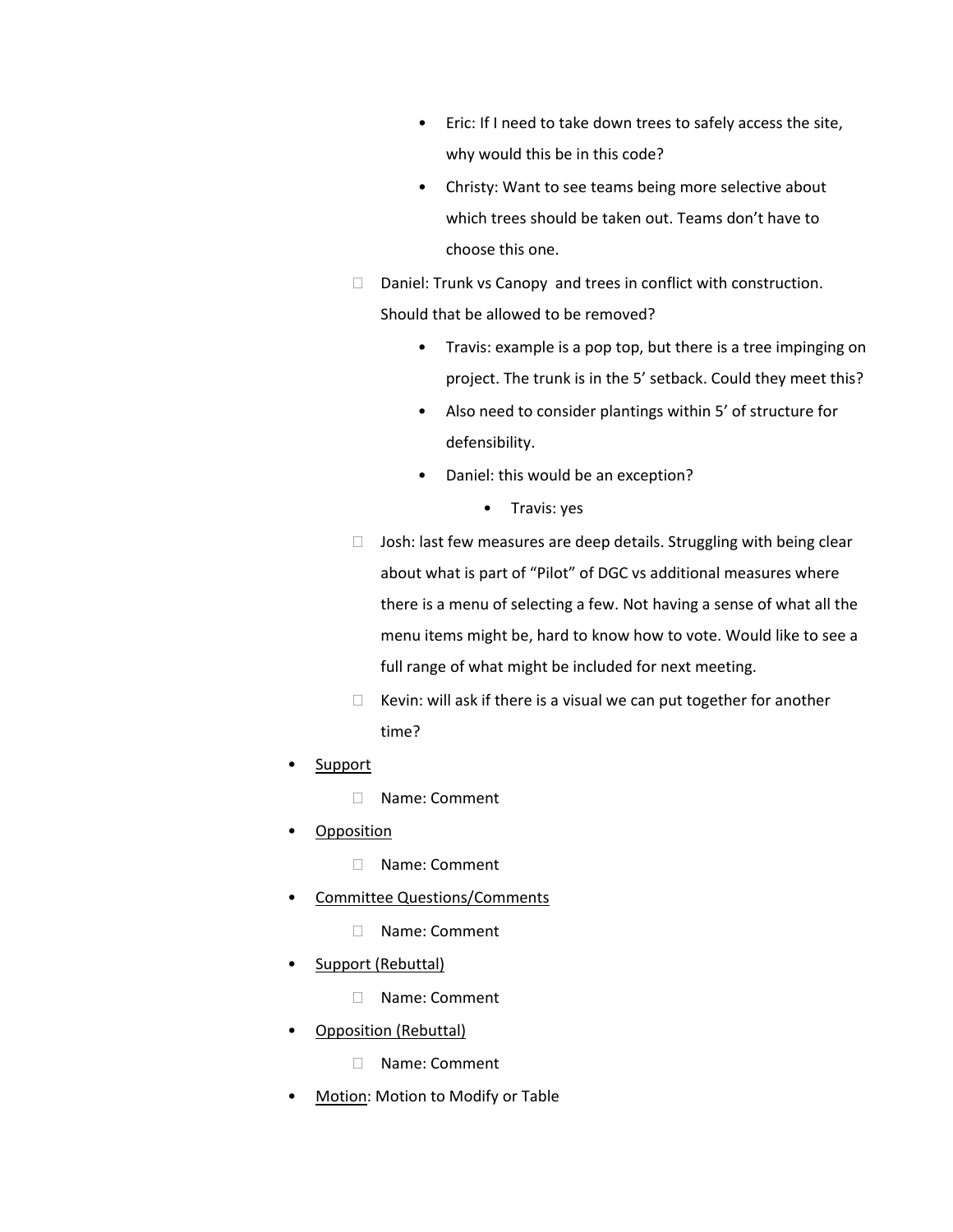- Eric: If I need to take down trees to safely access the site, why would this be in this code?
        - Christy: Want to see teams being more selective about which trees should be taken out. Teams don't have to choose this one.
    - Daniel: Trunk vs Canopy and trees in conflict with construction. Should that be allowed to be removed?
        - Travis: example is a pop top, but there is a tree impinging on project. The trunk is in the 5' setback. Could they meet this?
        - Also need to consider plantings within 5' of structure for defensibility.
        - Daniel: this would be an exception?
            - Travis: yes
    - Josh: last few measures are deep details. Struggling with being clear about what is part of "Pilot" of DGC vs additional measures where there is a menu of selecting a few. Not having a sense of what all the menu items might be, hard to know how to vote. Would like to see a full range of what might be included for next meeting.
    - Kevin: will ask if there is a visual we can put together for another time?
- <u>Support</u>
    - Name: Comment
- <u>Opposition</u>
    - Name: Comment
- <u>Committee Questions/Comments</u>
    - Name: Comment
- <u>Support (Rebuttal)</u>
    - Name: Comment
- <u>Opposition (Rebuttal)</u>
    - Name: Comment
- <u>Motion</u>: Motion to Modify or Table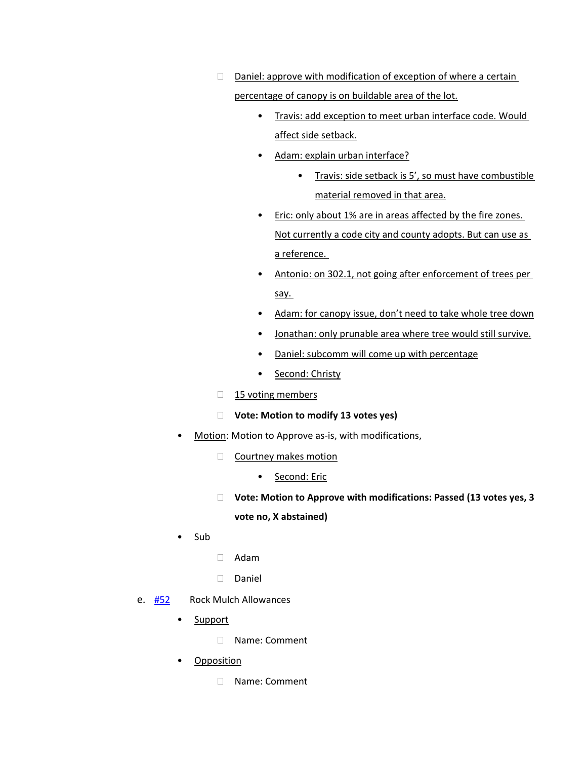- Daniel: approve with modification of exception of where a certain percentage of canopy is on buildable area of the lot.
  - Travis: add exception to meet urban interface code. Would affect side setback.
  - Adam: explain urban interface?
    - Travis: side setback is 5', so must have combustible material removed in that area.
  - Eric: only about 1% are in areas affected by the fire zones. Not currently a code city and county adopts. But can use as a reference.
  - Antonio: on 302.1, not going after enforcement of trees per say.
  - Adam: for canopy issue, don't need to take whole tree down
  - Jonathan: only prunable area where tree would still survive.
  - Daniel: subcomm will come up with percentage
  - Second: Christy
- 15 voting members
- **Vote: Motion to modify 13 votes yes)**

- Motion: Motion to Approve as-is, with modifications,
  - Courtney makes motion
    - Second: Eric
  - **Vote: Motion to Approve with modifications: Passed (13 votes yes, 3 vote no, X abstained)**
- Sub
  - Adam
  - Daniel

e. [#52](#) Rock Mulch Allowances

- Support
  - Name: Comment
- Opposition
  - Name: Comment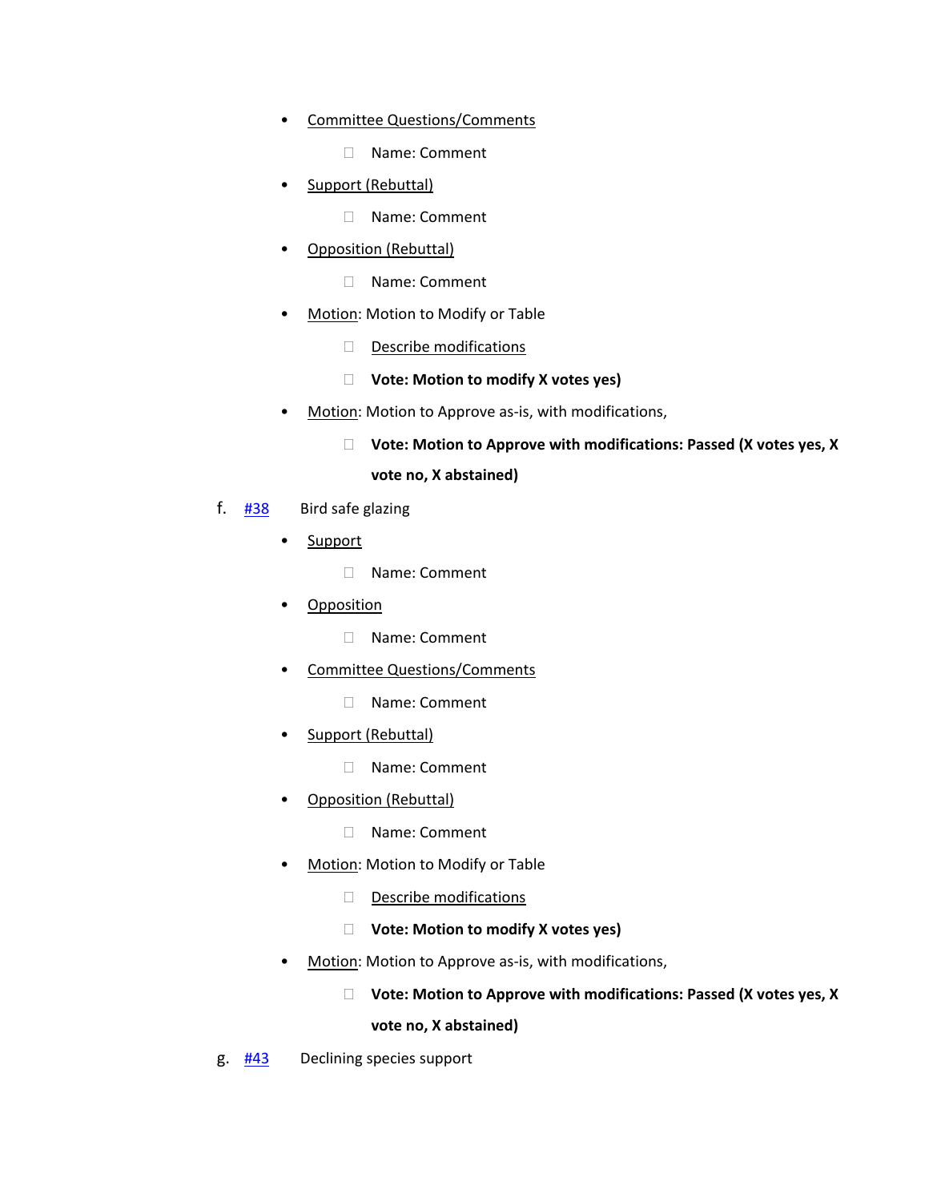- Committee Questions/Comments
  - Name: Comment
- Support (Rebuttal)
  - Name: Comment
- Opposition (Rebuttal)
  - Name: Comment
- Motion: Motion to Modify or Table
  - Describe modifications
  - **Vote: Motion to modify X votes yes)**
- Motion: Motion to Approve as-is, with modifications,
  - **Vote: Motion to Approve with modifications: Passed (X votes yes, X vote no, X abstained)**

f. #38 Bird safe glazing

- Support
  - Name: Comment
- Opposition
  - Name: Comment
- Committee Questions/Comments
  - Name: Comment
- Support (Rebuttal)
  - Name: Comment
- Opposition (Rebuttal)
  - Name: Comment
- Motion: Motion to Modify or Table
  - Describe modifications
  - **Vote: Motion to modify X votes yes)**
- Motion: Motion to Approve as-is, with modifications,
  - **Vote: Motion to Approve with modifications: Passed (X votes yes, X vote no, X abstained)**

g. #43 Declining species support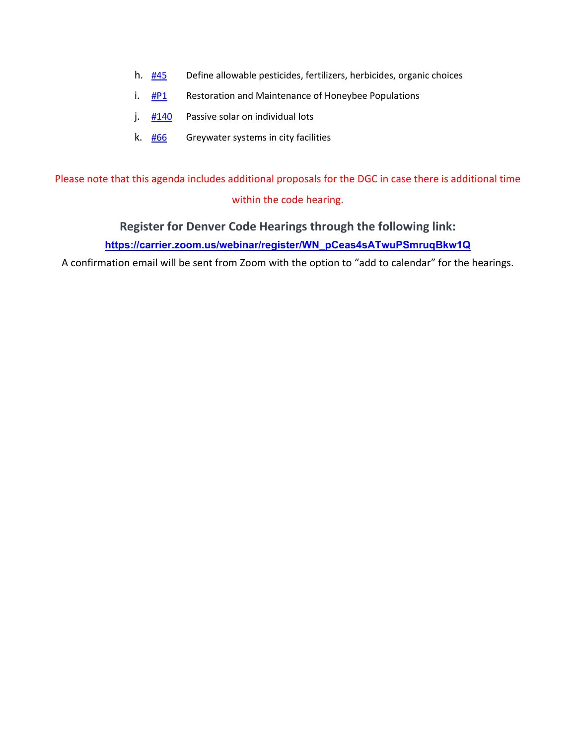h. #45 Define allowable pesticides, fertilizers, herbicides, organic choices

i. #P1 Restoration and Maintenance of Honeybee Populations

j. #140 Passive solar on individual lots

k. #66 Greywater systems in city facilities

Please note that this agenda includes additional proposals for the DGC in case there is additional time within the code hearing.

**Register for Denver Code Hearings through the following link:**

**https://carrier.zoom.us/webinar/register/WN_pCeas4sATwuPSmruqBkw1Q**

A confirmation email will be sent from Zoom with the option to "add to calendar" for the hearings.